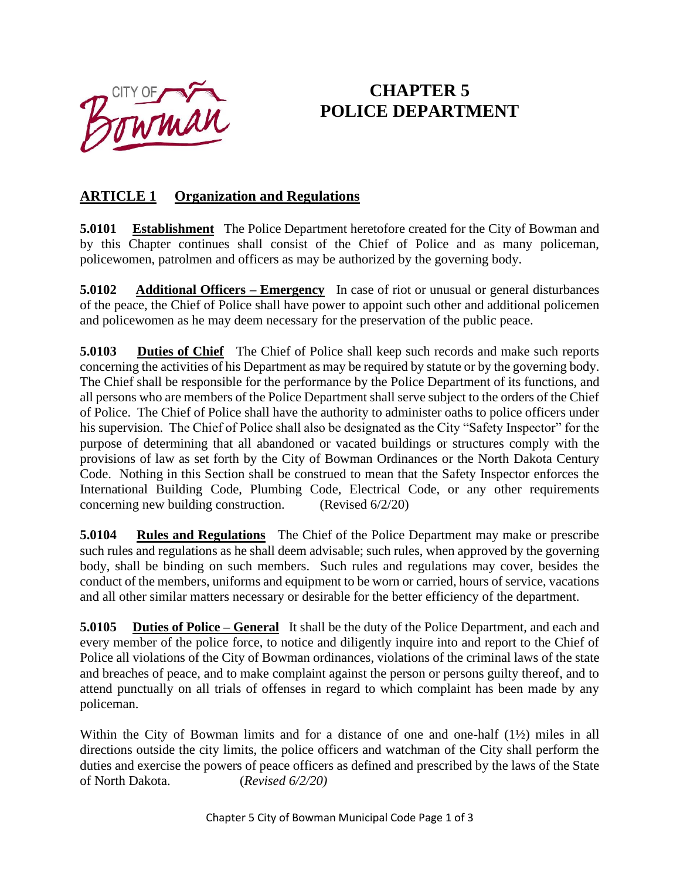# CHAPTER 5
# POLICE DEPARTMENT

## ARTICLE 1 Organization and Regulations

**5.0101 Establishment** The Police Department heretofore created for the City of Bowman and by this Chapter continues shall consist of the Chief of Police and as many policeman, policewomen, patrolmen and officers as may be authorized by the governing body.

**5.0102 Additional Officers – Emergency** In case of riot or unusual or general disturbances of the peace, the Chief of Police shall have power to appoint such other and additional policemen and policewomen as he may deem necessary for the preservation of the public peace.

**5.0103 Duties of Chief** The Chief of Police shall keep such records and make such reports concerning the activities of his Department as may be required by statute or by the governing body. The Chief shall be responsible for the performance by the Police Department of its functions, and all persons who are members of the Police Department shall serve subject to the orders of the Chief of Police. The Chief of Police shall have the authority to administer oaths to police officers under his supervision. The Chief of Police shall also be designated as the City "Safety Inspector" for the purpose of determining that all abandoned or vacated buildings or structures comply with the provisions of law as set forth by the City of Bowman Ordinances or the North Dakota Century Code. Nothing in this Section shall be construed to mean that the Safety Inspector enforces the International Building Code, Plumbing Code, Electrical Code, or any other requirements concerning new building construction. (Revised 6/2/20)

**5.0104 Rules and Regulations** The Chief of the Police Department may make or prescribe such rules and regulations as he shall deem advisable; such rules, when approved by the governing body, shall be binding on such members. Such rules and regulations may cover, besides the conduct of the members, uniforms and equipment to be worn or carried, hours of service, vacations and all other similar matters necessary or desirable for the better efficiency of the department.

**5.0105 Duties of Police – General** It shall be the duty of the Police Department, and each and every member of the police force, to notice and diligently inquire into and report to the Chief of Police all violations of the City of Bowman ordinances, violations of the criminal laws of the state and breaches of peace, and to make complaint against the person or persons guilty thereof, and to attend punctually on all trials of offenses in regard to which complaint has been made by any policeman.

Within the City of Bowman limits and for a distance of one and one-half (1½) miles in all directions outside the city limits, the police officers and watchman of the City shall perform the duties and exercise the powers of peace officers as defined and prescribed by the laws of the State of North Dakota. (*Revised 6/2/20)*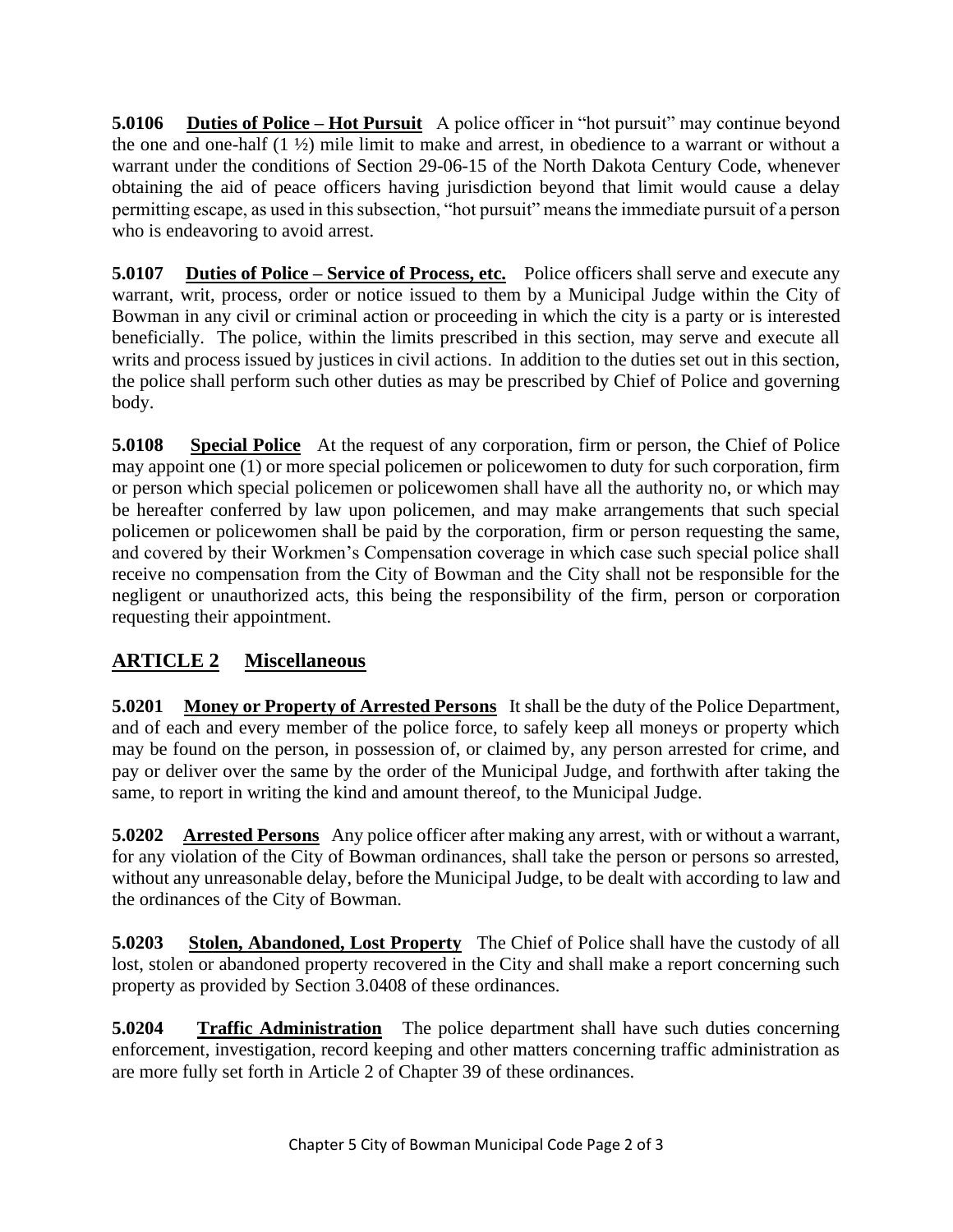**5.0106 Duties of Police – Hot Pursuit** A police officer in "hot pursuit" may continue beyond the one and one-half (1 ½) mile limit to make and arrest, in obedience to a warrant or without a warrant under the conditions of Section 29-06-15 of the North Dakota Century Code, whenever obtaining the aid of peace officers having jurisdiction beyond that limit would cause a delay permitting escape, as used in this subsection, "hot pursuit" means the immediate pursuit of a person who is endeavoring to avoid arrest.

**5.0107 Duties of Police – Service of Process, etc.** Police officers shall serve and execute any warrant, writ, process, order or notice issued to them by a Municipal Judge within the City of Bowman in any civil or criminal action or proceeding in which the city is a party or is interested beneficially. The police, within the limits prescribed in this section, may serve and execute all writs and process issued by justices in civil actions. In addition to the duties set out in this section, the police shall perform such other duties as may be prescribed by Chief of Police and governing body.

**5.0108 Special Police** At the request of any corporation, firm or person, the Chief of Police may appoint one (1) or more special policemen or policewomen to duty for such corporation, firm or person which special policemen or policewomen shall have all the authority no, or which may be hereafter conferred by law upon policemen, and may make arrangements that such special policemen or policewomen shall be paid by the corporation, firm or person requesting the same, and covered by their Workmen's Compensation coverage in which case such special police shall receive no compensation from the City of Bowman and the City shall not be responsible for the negligent or unauthorized acts, this being the responsibility of the firm, person or corporation requesting their appointment.

## ARTICLE 2 Miscellaneous

**5.0201 Money or Property of Arrested Persons** It shall be the duty of the Police Department, and of each and every member of the police force, to safely keep all moneys or property which may be found on the person, in possession of, or claimed by, any person arrested for crime, and pay or deliver over the same by the order of the Municipal Judge, and forthwith after taking the same, to report in writing the kind and amount thereof, to the Municipal Judge.

**5.0202 Arrested Persons** Any police officer after making any arrest, with or without a warrant, for any violation of the City of Bowman ordinances, shall take the person or persons so arrested, without any unreasonable delay, before the Municipal Judge, to be dealt with according to law and the ordinances of the City of Bowman.

**5.0203 Stolen, Abandoned, Lost Property** The Chief of Police shall have the custody of all lost, stolen or abandoned property recovered in the City and shall make a report concerning such property as provided by Section 3.0408 of these ordinances.

**5.0204 Traffic Administration** The police department shall have such duties concerning enforcement, investigation, record keeping and other matters concerning traffic administration as are more fully set forth in Article 2 of Chapter 39 of these ordinances.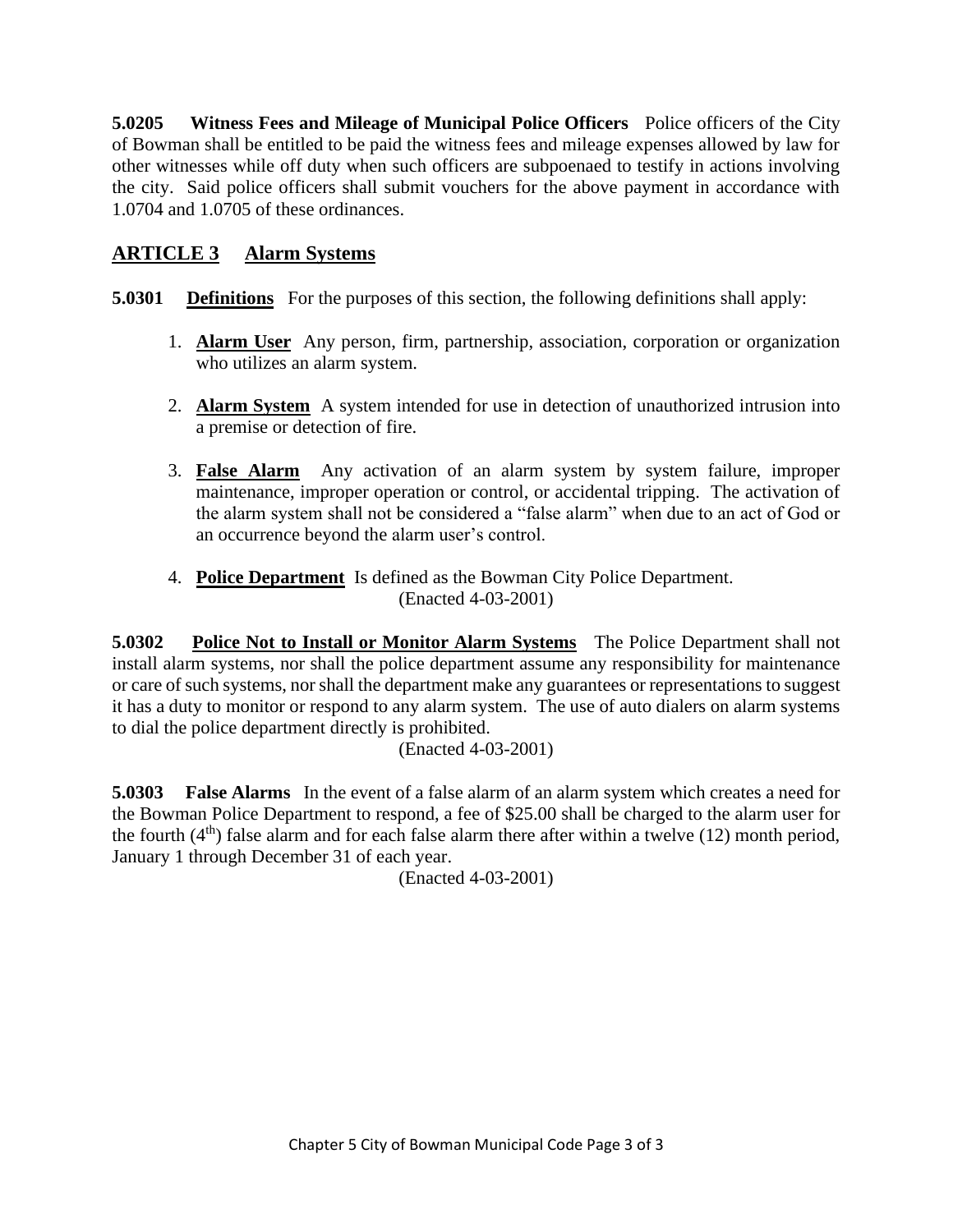**5.0205 Witness Fees and Mileage of Municipal Police Officers** Police officers of the City of Bowman shall be entitled to be paid the witness fees and mileage expenses allowed by law for other witnesses while off duty when such officers are subpoenaed to testify in actions involving the city. Said police officers shall submit vouchers for the above payment in accordance with 1.0704 and 1.0705 of these ordinances.

## ARTICLE 3 Alarm Systems

**5.0301 Definitions** For the purposes of this section, the following definitions shall apply:

1. **Alarm User** Any person, firm, partnership, association, corporation or organization who utilizes an alarm system.

2. **Alarm System** A system intended for use in detection of unauthorized intrusion into a premise or detection of fire.

3. **False Alarm** Any activation of an alarm system by system failure, improper maintenance, improper operation or control, or accidental tripping. The activation of the alarm system shall not be considered a "false alarm" when due to an act of God or an occurrence beyond the alarm user's control.

4. **Police Department** Is defined as the Bowman City Police Department.

(Enacted 4-03-2001)

**5.0302 Police Not to Install or Monitor Alarm Systems** The Police Department shall not install alarm systems, nor shall the police department assume any responsibility for maintenance or care of such systems, nor shall the department make any guarantees or representations to suggest it has a duty to monitor or respond to any alarm system. The use of auto dialers on alarm systems to dial the police department directly is prohibited.

(Enacted 4-03-2001)

**5.0303 False Alarms** In the event of a false alarm of an alarm system which creates a need for the Bowman Police Department to respond, a fee of $25.00 shall be charged to the alarm user for the fourth (4th) false alarm and for each false alarm there after within a twelve (12) month period, January 1 through December 31 of each year.

(Enacted 4-03-2001)